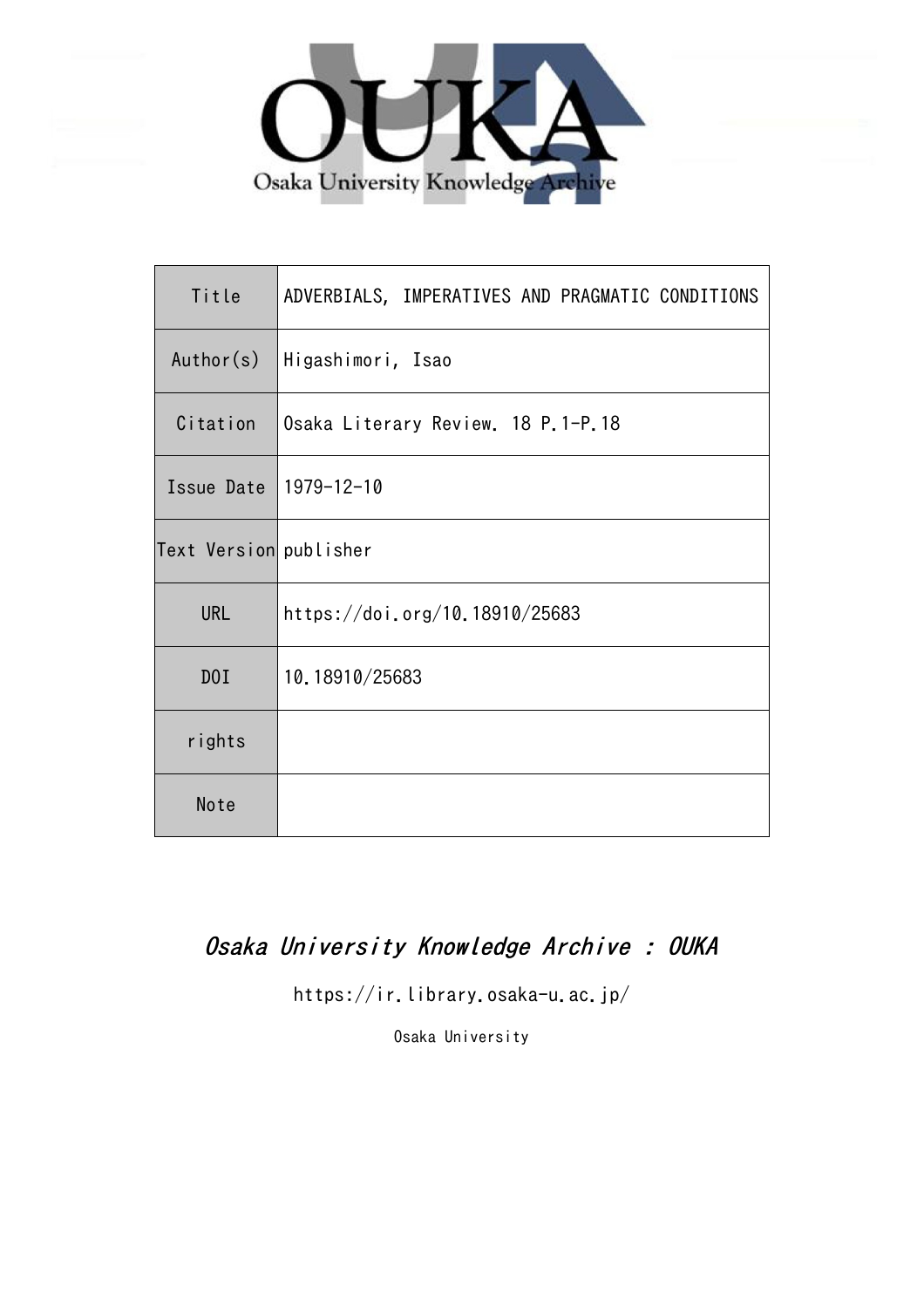Osaka University Knowledge Archive

| Title | ADVERBIALS, IMPERATIVES AND PRAGMATIC CONDITIONS |
| --- | --- |
| Author(s) | Higashimori, Isao |
| Citation | Osaka Literary Review. 18 P.1-P.18 |
| Issue Date | 1979-12-10 |
| Text Version | publisher |
| URL | https://doi.org/10.18910/25683 |
| DOI | 10.18910/25683 |
| rights | |
| Note | |

*Osaka University Knowledge Archive : OUKA*

https://ir.library.osaka-u.ac.jp/

Osaka University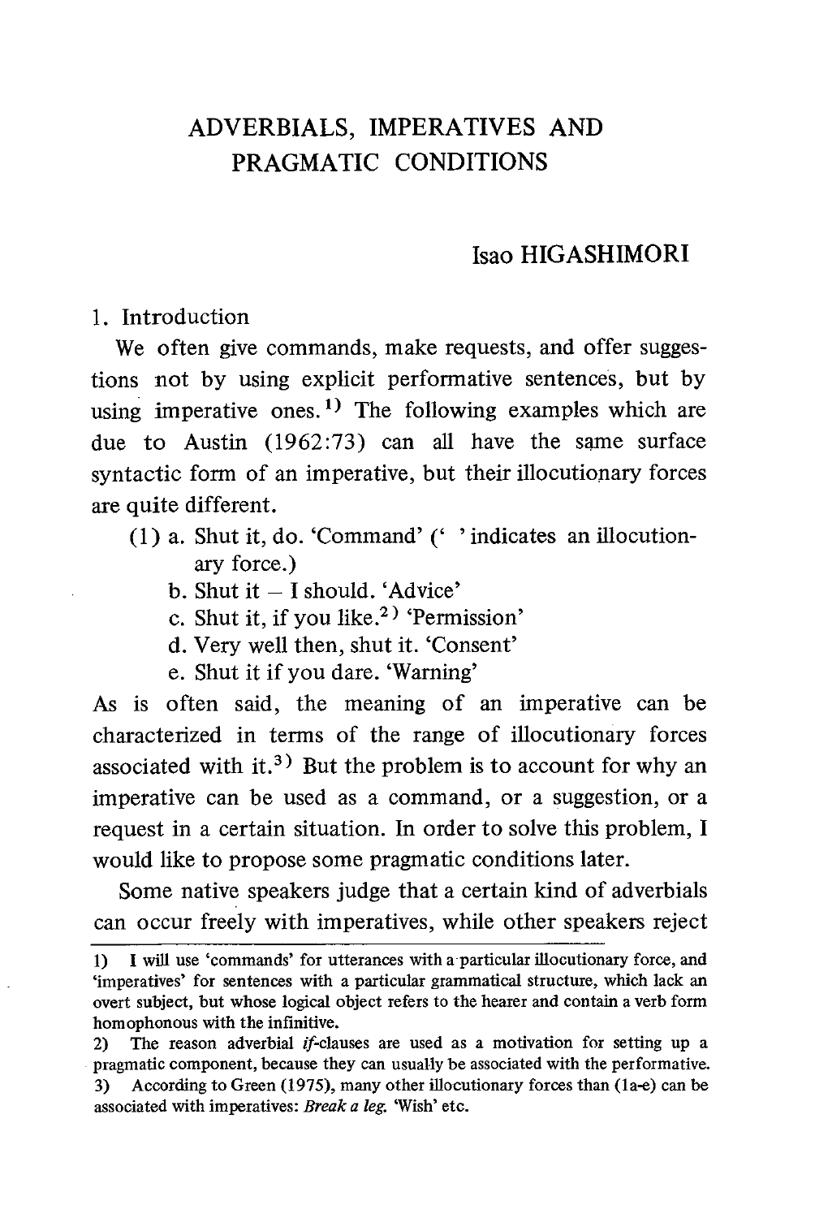# ADVERBIALS, IMPERATIVES AND PRAGMATIC CONDITIONS

### Isao HIGASHIMORI

## 1. Introduction

We often give commands, make requests, and offer suggestions not by using explicit performative sentences, but by using imperative ones.[1] The following examples which are due to Austin (1962:73) can all have the same surface syntactic form of an imperative, but their illocutionary forces are quite different.

(1) a. Shut it, do. 'Command' (' ' indicates an illocutionary force.)
  b. Shut it – I should. 'Advice'
  c. Shut it, if you like.[2] 'Permission'
  d. Very well then, shut it. 'Consent'
  e. Shut it if you dare. 'Warning'

As is often said, the meaning of an imperative can be characterized in terms of the range of illocutionary forces associated with it.[3] But the problem is to account for why an imperative can be used as a command, or a suggestion, or a request in a certain situation. In order to solve this problem, I would like to propose some pragmatic conditions later.

Some native speakers judge that a certain kind of adverbials can occur freely with imperatives, while other speakers reject

---

1) I will use 'commands' for utterances with a particular illocutionary force, and 'imperatives' for sentences with a particular grammatical structure, which lack an overt subject, but whose logical object refers to the hearer and contain a verb form homophonous with the infinitive.

2) The reason adverbial *if*-clauses are used as a motivation for setting up a pragmatic component, because they can usually be associated with the performative.

3) According to Green (1975), many other illocutionary forces than (1a-e) can be associated with imperatives: *Break a leg.* 'Wish' etc.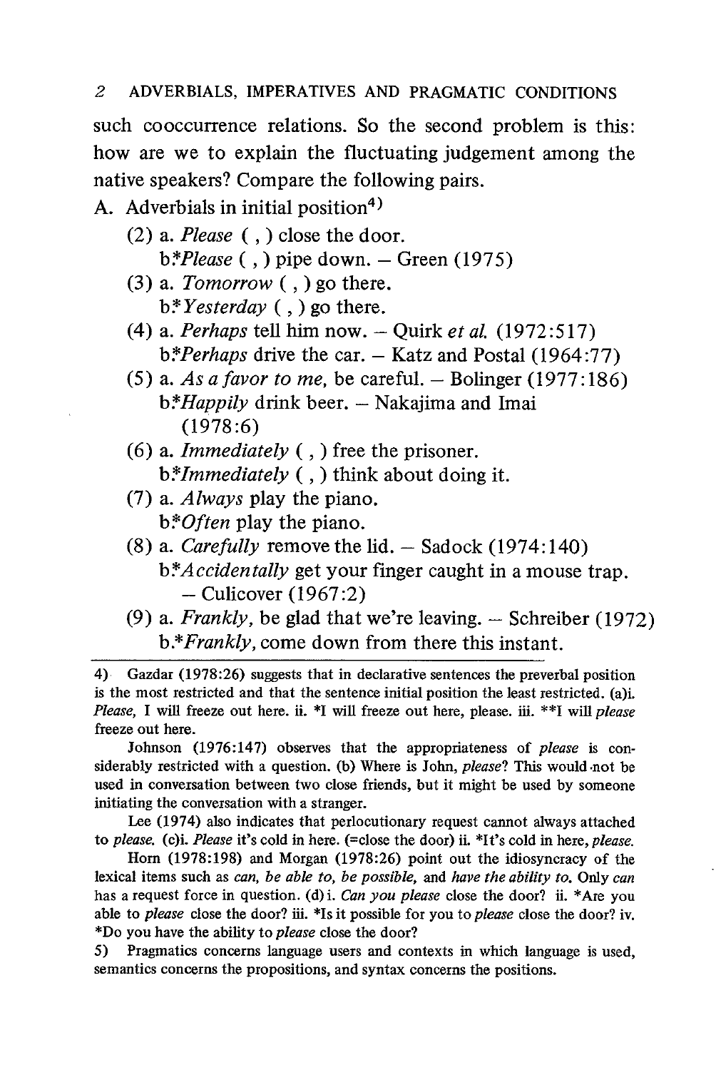such cooccurrence relations. So the second problem is this: how are we to explain the fluctuating judgement among the native speakers? Compare the following pairs.

A. Adverbials in initial position[4)]

(2) a. *Please* ( , ) close the door.
  b.*\*Please* ( , ) pipe down. – Green (1975)

(3) a. *Tomorrow* ( , ) go there.
  b.*\*Yesterday* ( , ) go there.

(4) a. *Perhaps* tell him now. – Quirk *et al.* (1972:517)
  b.*\*Perhaps* drive the car. – Katz and Postal (1964:77)

(5) a. *As a favor to me,* be careful. – Bolinger (1977:186)
  b.*\*Happily* drink beer. – Nakajima and Imai (1978:6)

(6) a. *Immediately* ( , ) free the prisoner.
  b.*\*Immediately* ( , ) think about doing it.

(7) a. *Always* play the piano.
  b.*\*Often* play the piano.

(8) a. *Carefully* remove the lid. – Sadock (1974:140)
  b.*\*Accidentally* get your finger caught in a mouse trap. – Culicover (1967:2)

(9) a. *Frankly,* be glad that we're leaving. – Schreiber (1972)
  b.*\*Frankly,* come down from there this instant.

---

4) Gazdar (1978:26) suggests that in declarative sentences the preverbal position is the most restricted and that the sentence initial position the least restricted. (a)i. *Please,* I will freeze out here. ii. *I will freeze out here, please. iii. **I will *please* freeze out here.

Johnson (1976:147) observes that the appropriateness of *please* is considerably restricted with a question. (b) Where is John, *please*? This would not be used in conversation between two close friends, but it might be used by someone initiating the conversation with a stranger.

Lee (1974) also indicates that perlocutionary request cannot always attached to *please.* (c)i. *Please* it's cold in here. (=close the door) ii. *It's cold in here, *please.*

Horn (1978:198) and Morgan (1978:26) point out the idiosyncracy of the lexical items such as *can, be able to, be possible,* and *have the ability to.* Only *can* has a request force in question. (d) i. *Can you please* close the door? ii. *Are you able to *please* close the door? iii. *Is it possible for you to *please* close the door? iv. *Do you have the ability to *please* close the door?

5) Pragmatics concerns language users and contexts in which language is used, semantics concerns the propositions, and syntax concerns the positions.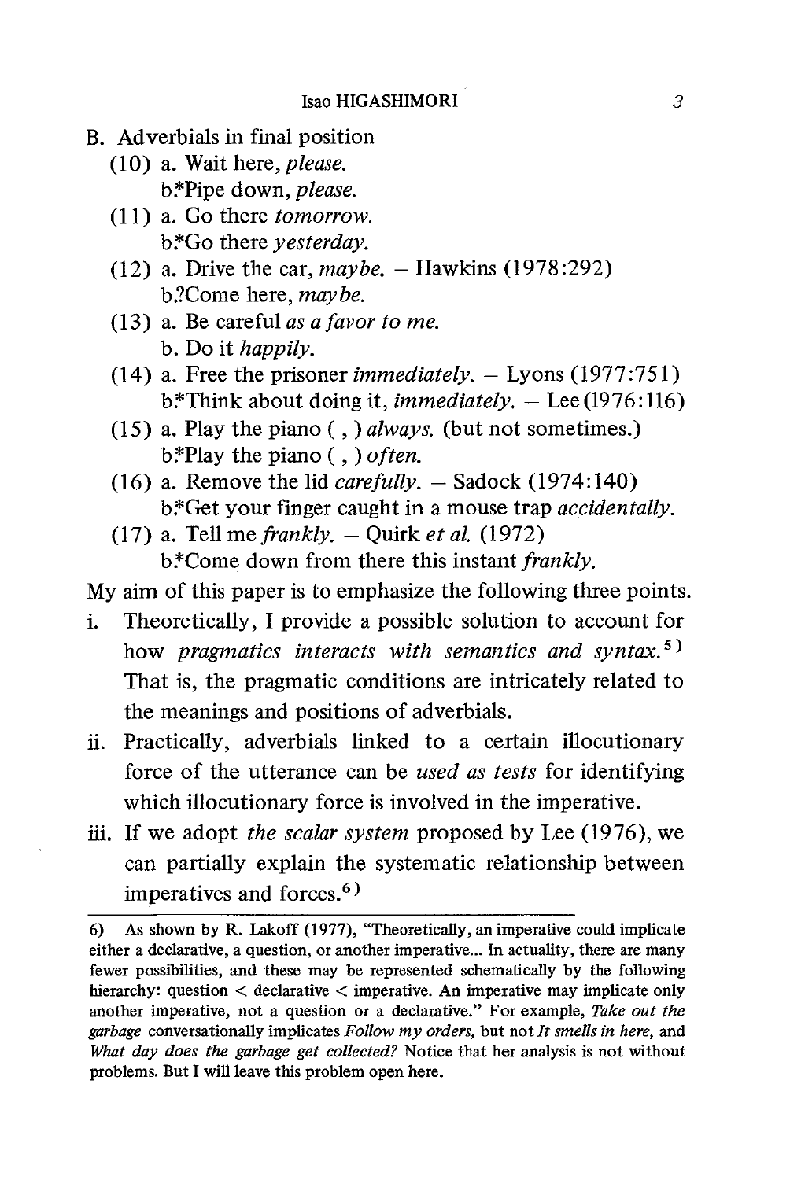B. Adverbials in final position

(10) a. Wait here, *please.*
  b.*Pipe down, *please.*

(11) a. Go there *tomorrow.*
  b.*Go there *yesterday.*

(12) a. Drive the car, *maybe.* – Hawkins (1978:292)
  b.?Come here, *maybe.*

(13) a. Be careful *as a favor to me.*
  b. Do it *happily.*

(14) a. Free the prisoner *immediately.* – Lyons (1977:751)
  b.*Think about doing it, *immediately.* – Lee (1976:116)

(15) a. Play the piano ( , ) *always.* (but not sometimes.)
  b.*Play the piano ( , ) *often.*

(16) a. Remove the lid *carefully.* – Sadock (1974:140)
  b.*Get your finger caught in a mouse trap *accidentally.*

(17) a. Tell me *frankly.* – Quirk *et al.* (1972)
  b.*Come down from there this instant *frankly.*

My aim of this paper is to emphasize the following three points.

i. Theoretically, I provide a possible solution to account for how *pragmatics interacts with semantics and syntax.*[5] That is, the pragmatic conditions are intricately related to the meanings and positions of adverbials.

ii. Practically, adverbials linked to a certain illocutionary force of the utterance can be *used as tests* for identifying which illocutionary force is involved in the imperative.

iii. If we adopt *the scalar system* proposed by Lee (1976), we can partially explain the systematic relationship between imperatives and forces.[6]

---

6) As shown by R. Lakoff (1977), "Theoretically, an imperative could implicate either a declarative, a question, or another imperative... In actuality, there are many fewer possibilities, and these may be represented schematically by the following hierarchy: question < declarative < imperative. An imperative may implicate only another imperative, not a question or a declarative." For example, *Take out the garbage* conversationally implicates *Follow my orders,* but not *It smells in here,* and *What day does the garbage get collected?* Notice that her analysis is not without problems. But I will leave this problem open here.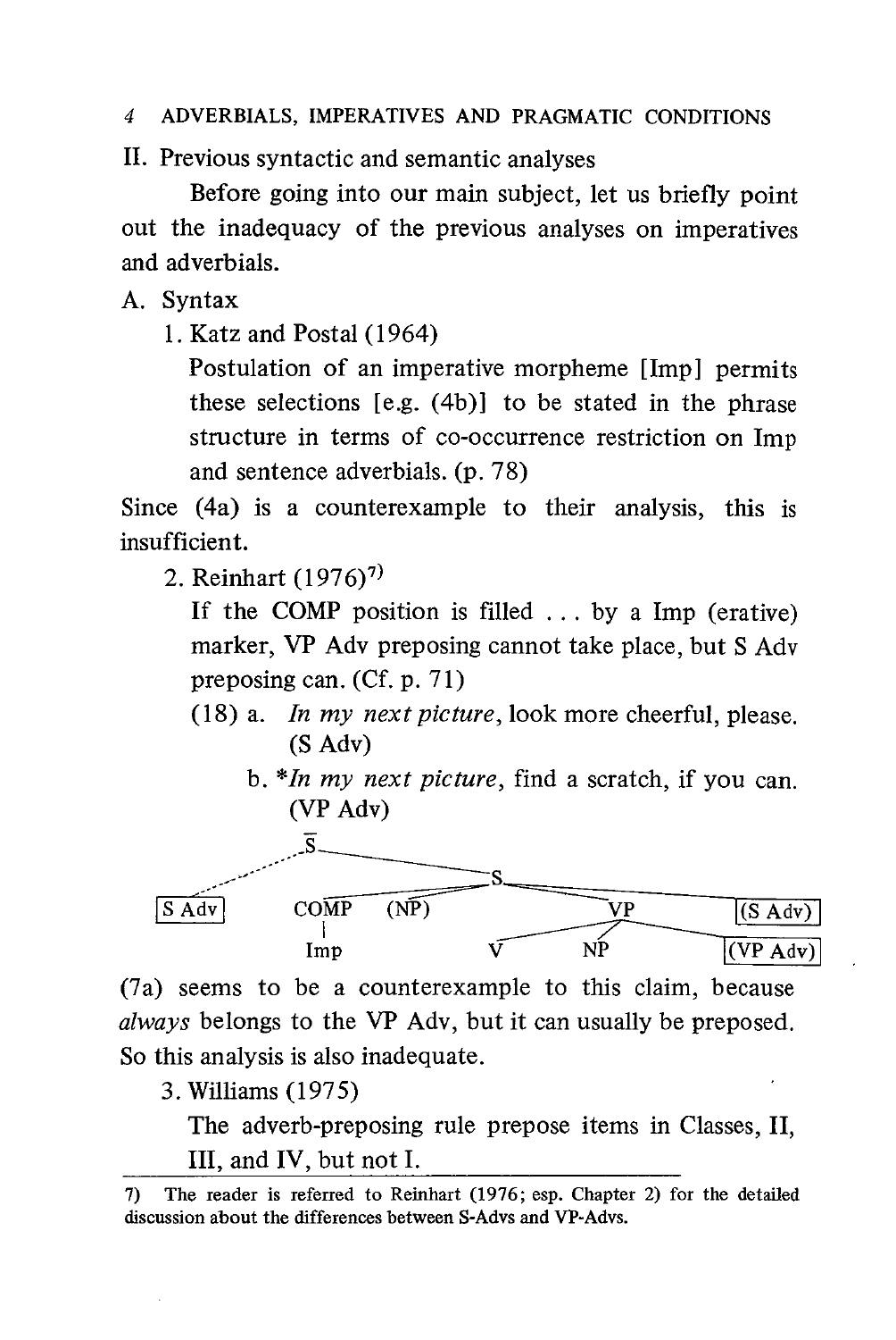## II. Previous syntactic and semantic analyses

Before going into our main subject, let us briefly point out the inadequacy of the previous analyses on imperatives and adverbials.

### A. Syntax

1. Katz and Postal (1964)

   Postulation of an imperative morpheme [Imp] permits these selections [e.g. (4b)] to be stated in the phrase structure in terms of co-occurrence restriction on Imp and sentence adverbials. (p. 78)

Since (4a) is a counterexample to their analysis, this is insufficient.

2. Reinhart (1976)[7]

   If the COMP position is filled . . . by a Imp (erative) marker, VP Adv preposing cannot take place, but S Adv preposing can. (Cf. p. 71)

   (18) a. *In my next picture*, look more cheerful, please. (S Adv)

   b. \**In my next picture*, find a scratch, if you can. (VP Adv)

```
                S̄
      .·´´        \
 [S Adv]           S
          COMP   (NP)        VP            [(S Adv)]
            |            V    NP          [(VP Adv)]
           Imp
```

(7a) seems to be a counterexample to this claim, because *always* belongs to the VP Adv, but it can usually be preposed. So this analysis is also inadequate.

3. Williams (1975)

   The adverb-preposing rule prepose items in Classes, II, III, and IV, but not I.

---

7) The reader is referred to Reinhart (1976; esp. Chapter 2) for the detailed discussion about the differences between S-Advs and VP-Advs.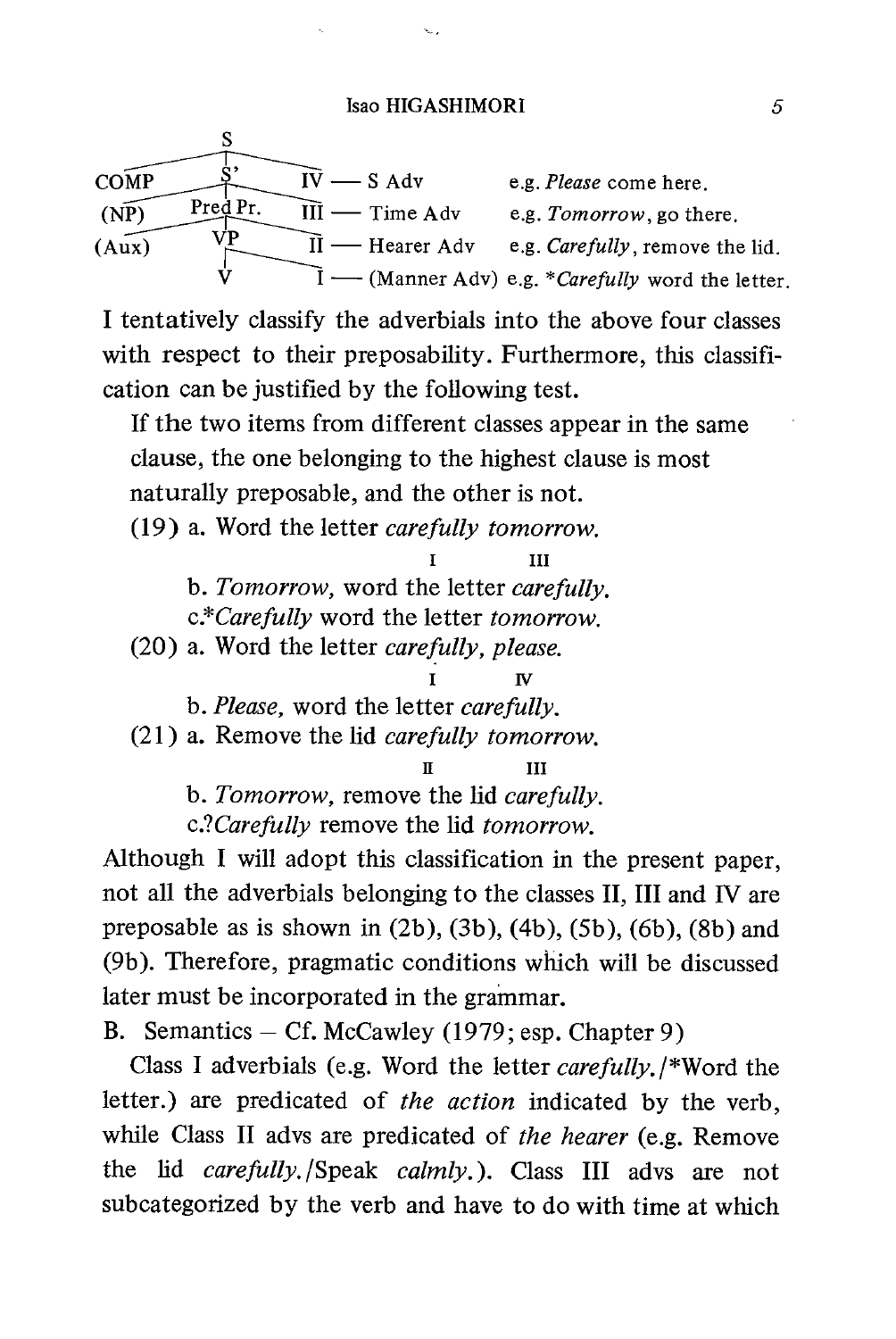```
              S
   ___________|___________
COMP          S'          IV — S Adv           e.g. Please come here.
     _________|_________
(NP)      Pred Pr.        III — Time Adv       e.g. Tomorrow, go there.
     _________|_________
(Aux)         VP          II — Hearer Adv      e.g. Carefully, remove the lid.
              |_________
              V           I — (Manner Adv)     e.g. *Carefully word the letter.
```

I tentatively classify the adverbials into the above four classes with respect to their preposability. Furthermore, this classification can be justified by the following test.

> If the two items from different classes appear in the same clause, the one belonging to the highest clause is most naturally preposable, and the other is not.

(19) a. Word the letter *carefully tomorrow.* (*carefully* = I, *tomorrow* = III)

b. *Tomorrow,* word the letter *carefully.*

c.\**Carefully* word the letter *tomorrow.*

(20) a. Word the letter *carefully, please.* (*carefully* = I, *please* = IV)

b. *Please,* word the letter *carefully.*

(21) a. Remove the lid *carefully tomorrow.* (*carefully* = II, *tomorrow* = III)

b. *Tomorrow,* remove the lid *carefully.*

c.?*Carefully* remove the lid *tomorrow.*

Although I will adopt this classification in the present paper, not all the adverbials belonging to the classes II, III and IV are preposable as is shown in (2b), (3b), (4b), (5b), (6b), (8b) and (9b). Therefore, pragmatic conditions which will be discussed later must be incorporated in the grammar.

B. Semantics – Cf. McCawley (1979; esp. Chapter 9)

Class I adverbials (e.g. Word the letter *carefully.*/\*Word the letter.) are predicated of *the action* indicated by the verb, while Class II advs are predicated of *the hearer* (e.g. Remove the lid *carefully.*/Speak *calmly.*). Class III advs are not subcategorized by the verb and have to do with time at which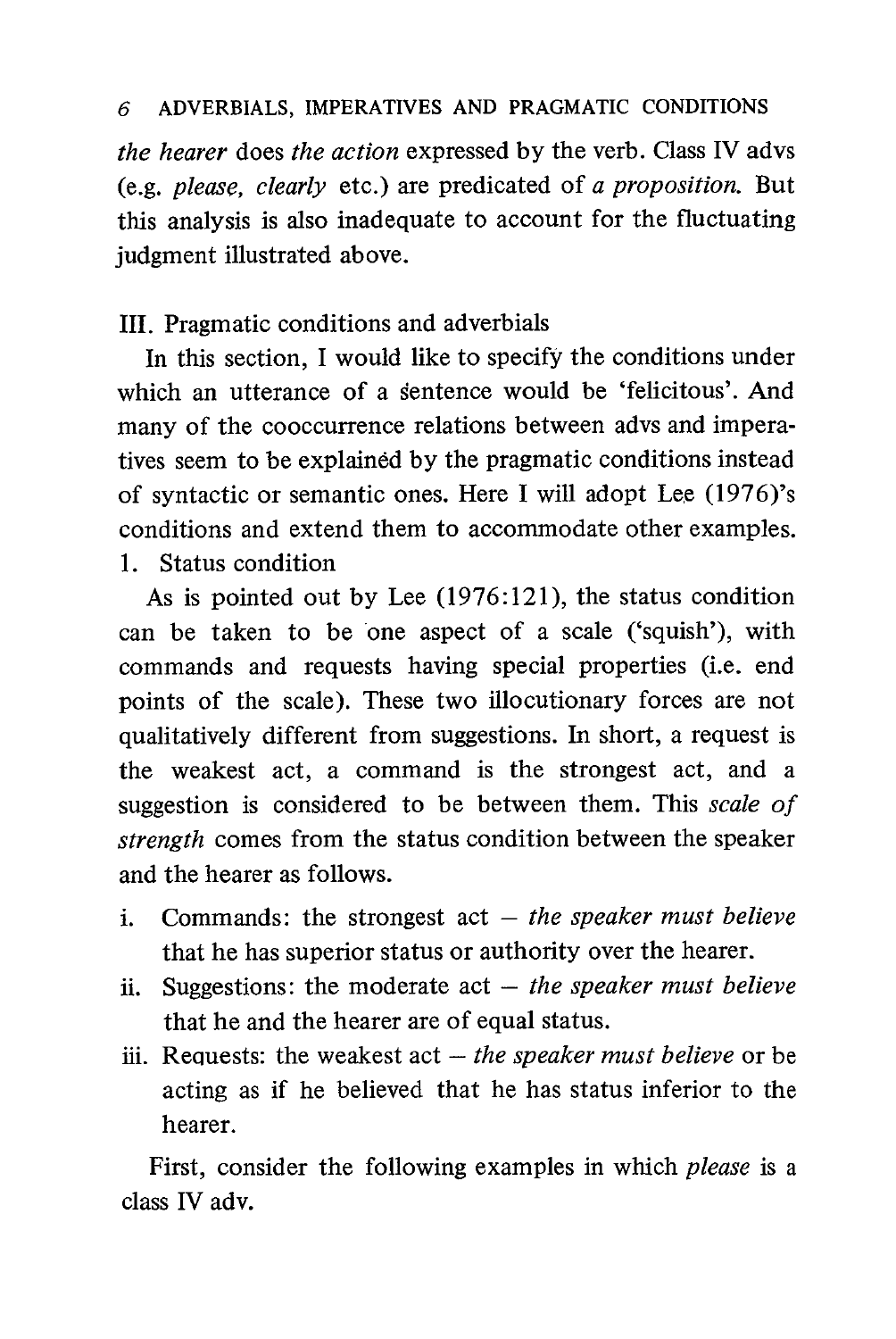*the hearer* does *the action* expressed by the verb. Class IV advs (e.g. *please, clearly* etc.) are predicated of *a proposition.* But this analysis is also inadequate to account for the fluctuating judgment illustrated above.

## III. Pragmatic conditions and adverbials

In this section, I would like to specify the conditions under which an utterance of a sentence would be 'felicitous'. And many of the cooccurrence relations between advs and imperatives seem to be explained by the pragmatic conditions instead of syntactic or semantic ones. Here I will adopt Lee (1976)'s conditions and extend them to accommodate other examples.

### 1. Status condition

As is pointed out by Lee (1976:121), the status condition can be taken to be one aspect of a scale ('squish'), with commands and requests having special properties (i.e. end points of the scale). These two illocutionary forces are not qualitatively different from suggestions. In short, a request is the weakest act, a command is the strongest act, and a suggestion is considered to be between them. This *scale of strength* comes from the status condition between the speaker and the hearer as follows.

i. Commands: the strongest act — *the speaker must believe* that he has superior status or authority over the hearer.

ii. Suggestions: the moderate act — *the speaker must believe* that he and the hearer are of equal status.

iii. Requests: the weakest act — *the speaker must believe* or be acting as if he believed that he has status inferior to the hearer.

First, consider the following examples in which *please* is a class IV adv.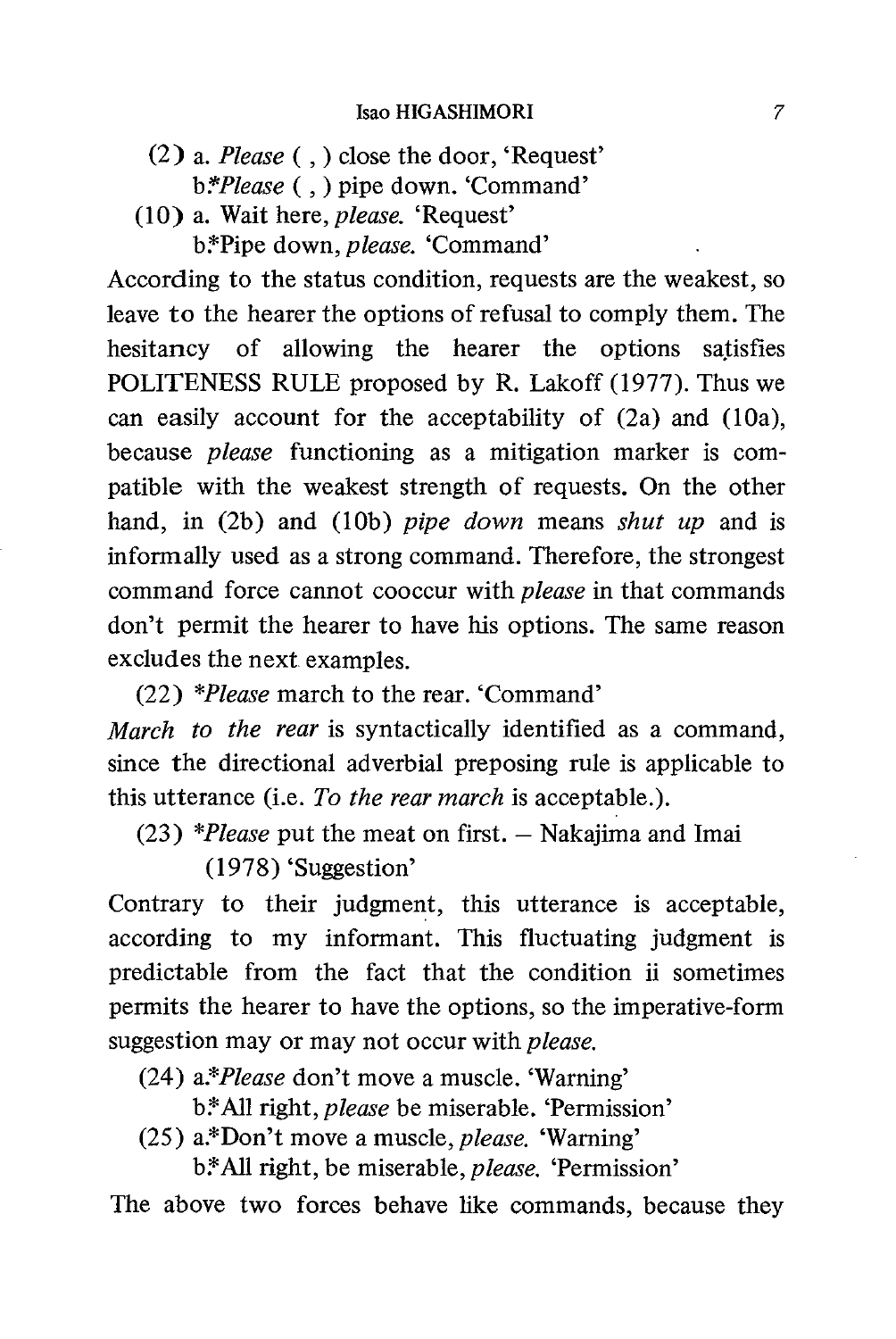(2) a. *Please* ( , ) close the door, 'Request'
b.*\*Please* ( , ) pipe down. 'Command'

(10) a. Wait here, *please.* 'Request'
b.*Pipe down, *please.* 'Command'

According to the status condition, requests are the weakest, so leave to the hearer the options of refusal to comply them. The hesitancy of allowing the hearer the options satisfies POLITENESS RULE proposed by R. Lakoff (1977). Thus we can easily account for the acceptability of (2a) and (10a), because *please* functioning as a mitigation marker is compatible with the weakest strength of requests. On the other hand, in (2b) and (10b) *pipe down* means *shut up* and is informally used as a strong command. Therefore, the strongest command force cannot cooccur with *please* in that commands don't permit the hearer to have his options. The same reason excludes the next examples.

(22) *\*Please* march to the rear. 'Command'

*March to the rear* is syntactically identified as a command, since the directional adverbial preposing rule is applicable to this utterance (i.e. *To the rear march* is acceptable.).

(23) *\*Please* put the meat on first. – Nakajima and Imai (1978) 'Suggestion'

Contrary to their judgment, this utterance is acceptable, according to my informant. This fluctuating judgment is predictable from the fact that the condition ii sometimes permits the hearer to have the options, so the imperative-form suggestion may or may not occur with *please.*

(24) a.*\*Please* don't move a muscle. 'Warning'
b.*All right, *please* be miserable. 'Permission'

(25) a.*Don't move a muscle, *please.* 'Warning'
b.*All right, be miserable, *please.* 'Permission'

The above two forces behave like commands, because they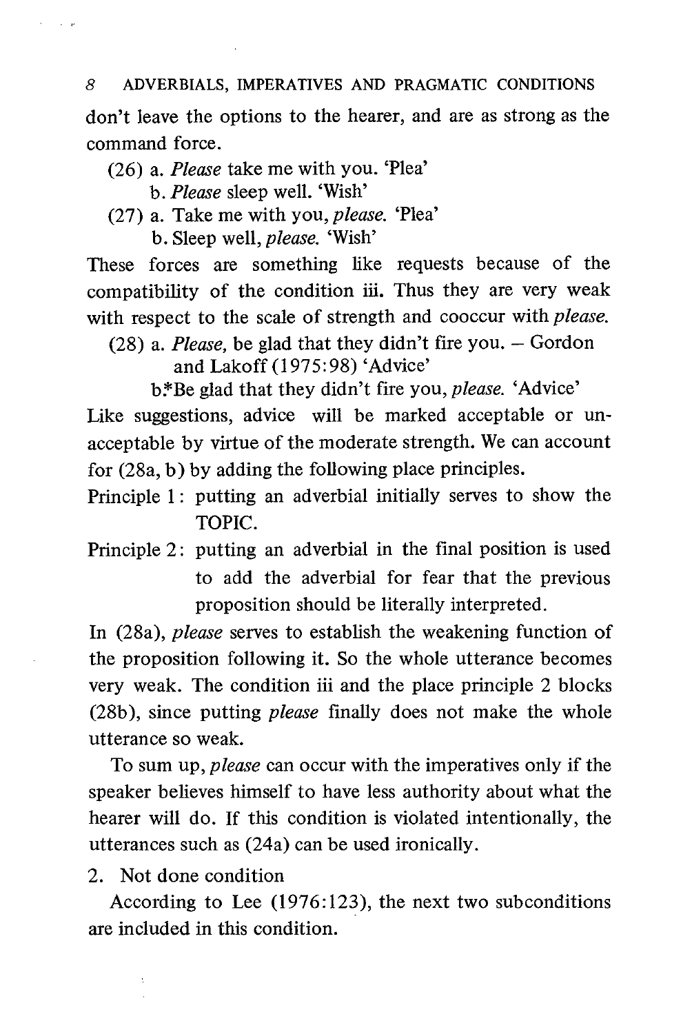don't leave the options to the hearer, and are as strong as the command force.

(26) a. *Please* take me with you. 'Plea'
  b. *Please* sleep well. 'Wish'

(27) a. Take me with you, *please*. 'Plea'
  b. Sleep well, *please*. 'Wish'

These forces are something like requests because of the compatibility of the condition iii. Thus they are very weak with respect to the scale of strength and cooccur with *please*.

(28) a. *Please*, be glad that they didn't fire you. – Gordon and Lakoff (1975:98) 'Advice'
  b.*Be glad that they didn't fire you, *please*. 'Advice'

Like suggestions, advice will be marked acceptable or unacceptable by virtue of the moderate strength. We can account for (28a, b) by adding the following place principles.

Principle 1: putting an adverbial initially serves to show the TOPIC.

Principle 2: putting an adverbial in the final position is used to add the adverbial for fear that the previous proposition should be literally interpreted.

In (28a), *please* serves to establish the weakening function of the proposition following it. So the whole utterance becomes very weak. The condition iii and the place principle 2 blocks (28b), since putting *please* finally does not make the whole utterance so weak.

To sum up, *please* can occur with the imperatives only if the speaker believes himself to have less authority about what the hearer will do. If this condition is violated intentionally, the utterances such as (24a) can be used ironically.

2. Not done condition

According to Lee (1976:123), the next two subconditions are included in this condition.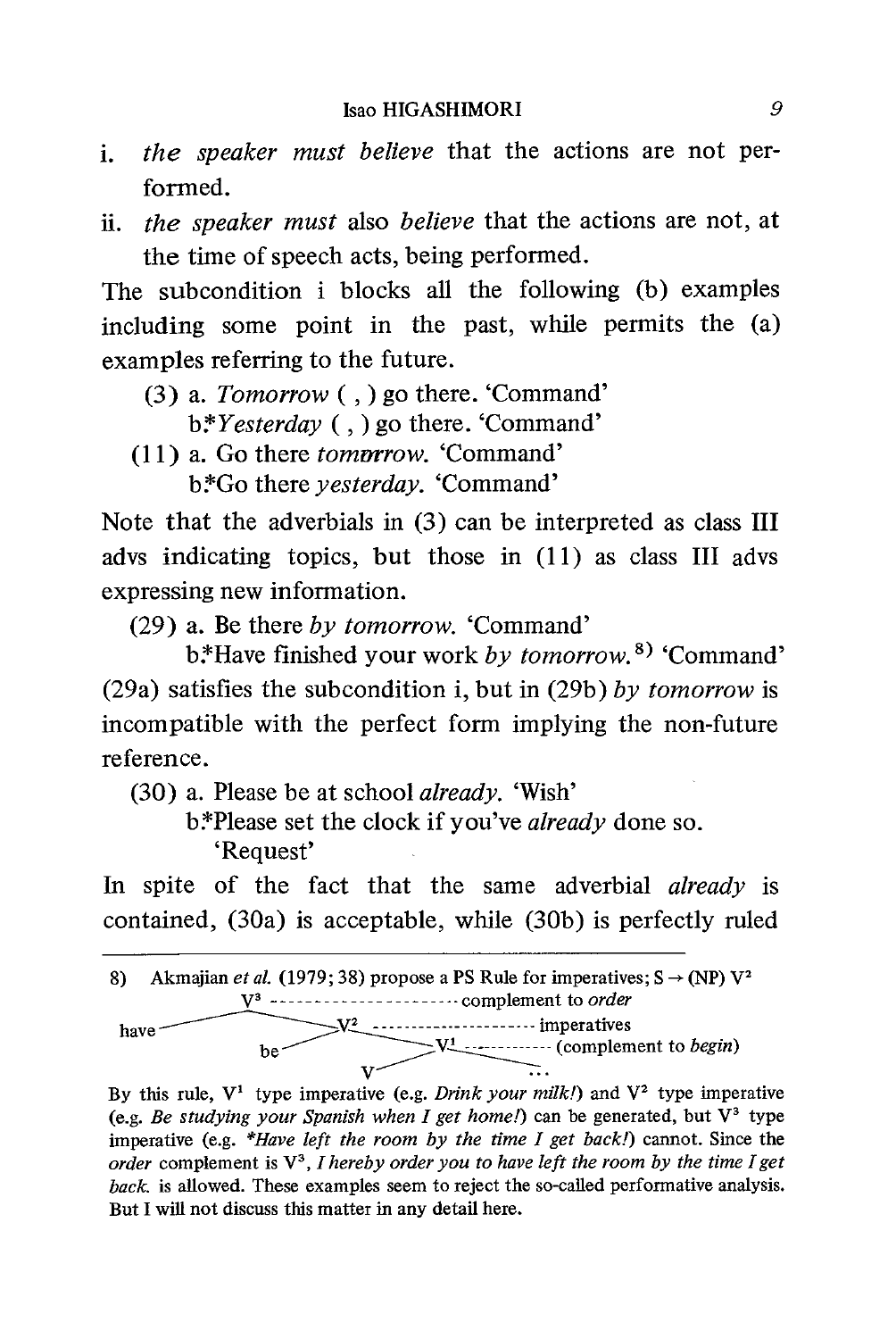i. *the speaker must believe* that the actions are not performed.

ii. *the speaker must* also *believe* that the actions are not, at the time of speech acts, being performed.

The subcondition i blocks all the following (b) examples including some point in the past, while permits the (a) examples referring to the future.

(3) a. *Tomorrow* ( , ) go there. 'Command'
  b.\**Yesterday* ( , ) go there. 'Command'

(11) a. Go there *tomorrow*. 'Command'
  b.\*Go there *yesterday*. 'Command'

Note that the adverbials in (3) can be interpreted as class III advs indicating topics, but those in (11) as class III advs expressing new information.

(29) a. Be there *by tomorrow*. 'Command'
  b.\*Have finished your work *by tomorrow*.[8] 'Command'

(29a) satisfies the subcondition i, but in (29b) *by tomorrow* is incompatible with the perfect form implying the non-future reference.

(30) a. Please be at school *already*. 'Wish'
  b.\*Please set the clock if you've *already* done so. 'Request'

In spite of the fact that the same adverbial *already* is contained, (30a) is acceptable, while (30b) is perfectly ruled

---

8) Akmajian *et al.* (1979; 38) propose a PS Rule for imperatives; S → (NP) $V^2$

```
        V³ --------------------- complement to order
have ——————— V² --------------------- imperatives
        be ——————— V¹ ------------ (complement to begin)
             V ——————— ...
```

By this rule, $V^1$ type imperative (e.g. *Drink your milk!*) and $V^2$ type imperative (e.g. *Be studying your Spanish when I get home!*) can be generated, but $V^3$ type imperative (e.g. *\*Have left the room by the time I get back!*) cannot. Since the *order* complement is $V^3$, *I hereby order you to have left the room by the time I get back.* is allowed. These examples seem to reject the so-called performative analysis. But I will not discuss this matter in any detail here.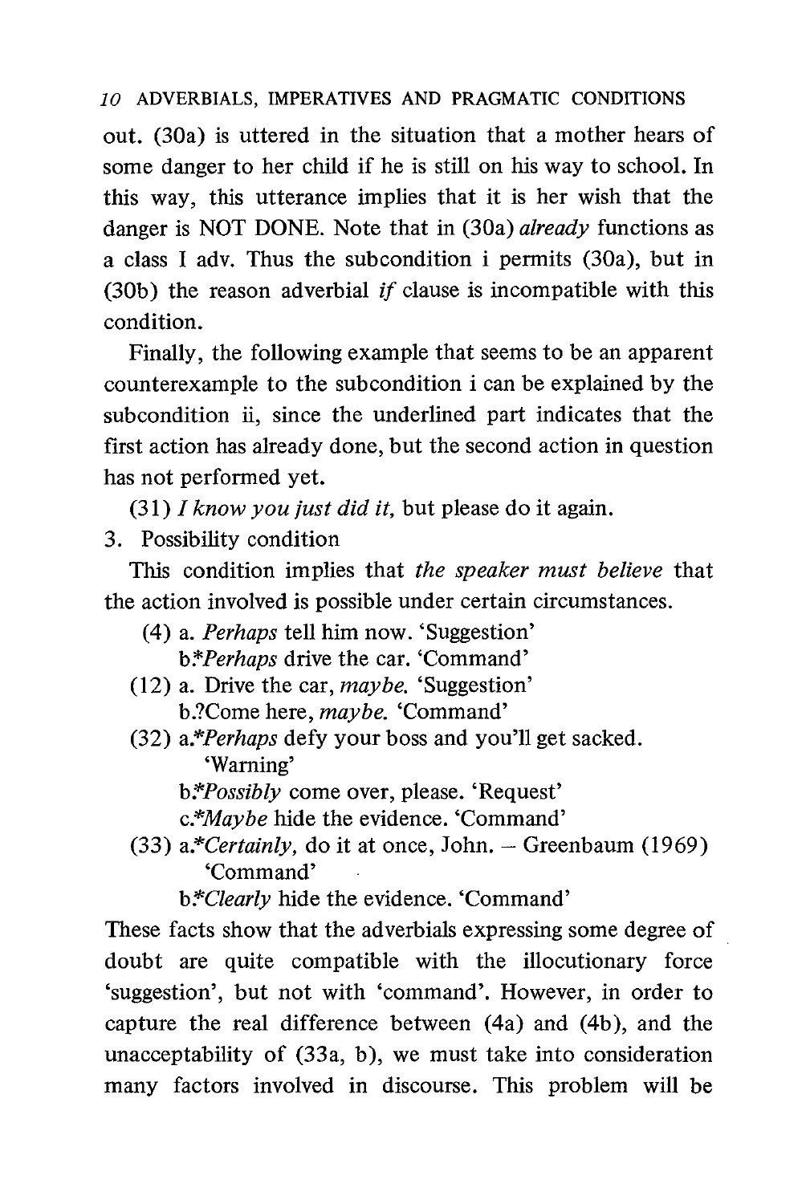out. (30a) is uttered in the situation that a mother hears of some danger to her child if he is still on his way to school. In this way, this utterance implies that it is her wish that the danger is NOT DONE. Note that in (30a) *already* functions as a class I adv. Thus the subcondition i permits (30a), but in (30b) the reason adverbial *if* clause is incompatible with this condition.

Finally, the following example that seems to be an apparent counterexample to the subcondition i can be explained by the subcondition ii, since the underlined part indicates that the first action has already done, but the second action in question has not performed yet.

(31) *I know you just did it,* but please do it again.

3. Possibility condition

This condition implies that *the speaker must believe* that the action involved is possible under certain circumstances.

(4) a. *Perhaps* tell him now. 'Suggestion'
 b.**Perhaps* drive the car. 'Command'

(12) a. Drive the car, *maybe.* 'Suggestion'
 b.?Come here, *maybe.* 'Command'

(32) a.**Perhaps* defy your boss and you'll get sacked. 'Warning'
 b.**Possibly* come over, please. 'Request'
 c.**Maybe* hide the evidence. 'Command'

(33) a.**Certainly,* do it at once, John. – Greenbaum (1969) 'Command'
 b.**Clearly* hide the evidence. 'Command'

These facts show that the adverbials expressing some degree of doubt are quite compatible with the illocutionary force 'suggestion', but not with 'command'. However, in order to capture the real difference between (4a) and (4b), and the unacceptability of (33a, b), we must take into consideration many factors involved in discourse. This problem will be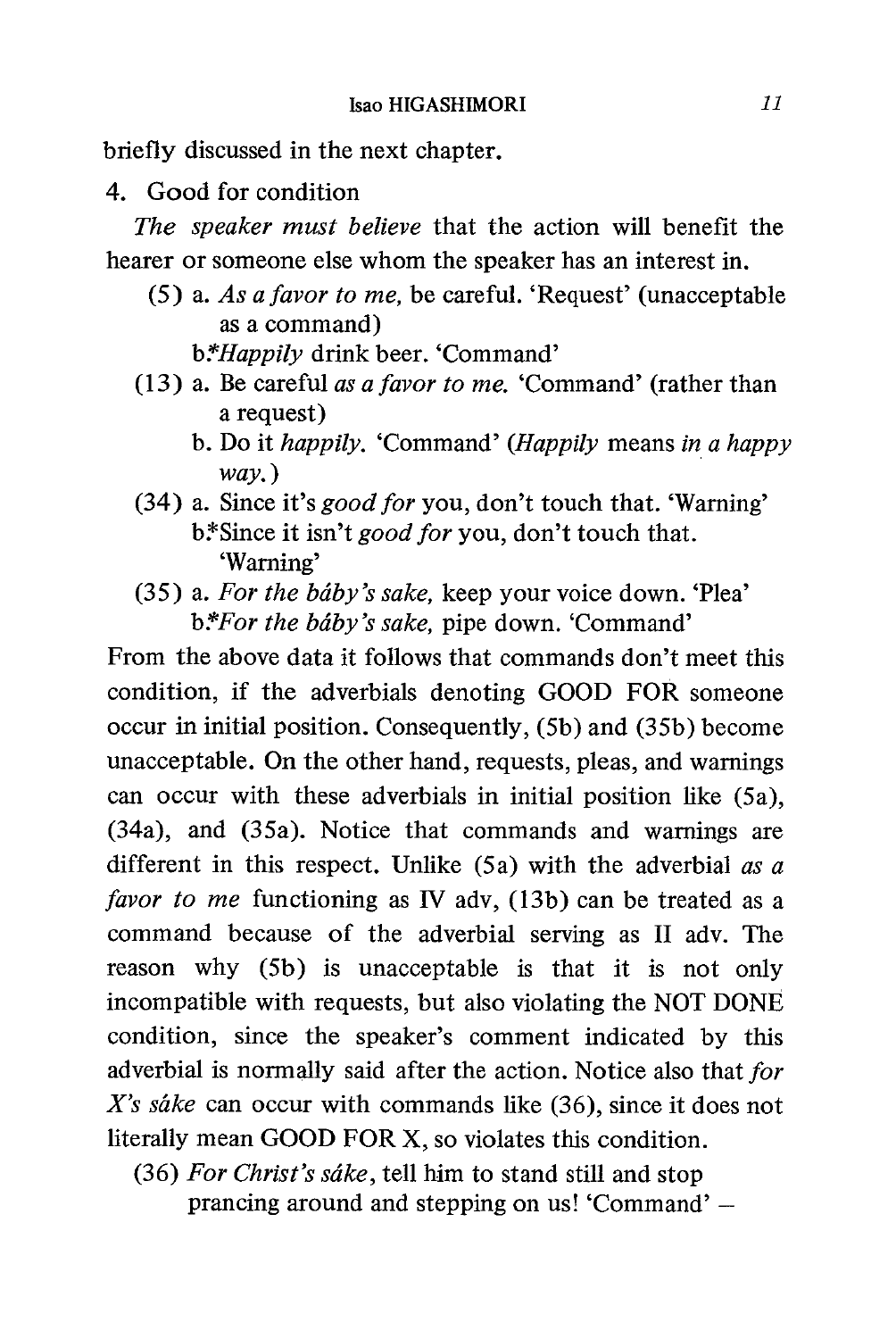briefly discussed in the next chapter.

4. Good for condition

*The speaker must believe* that the action will benefit the hearer or someone else whom the speaker has an interest in.

(5) a. *As a favor to me,* be careful. 'Request' (unacceptable as a command)

b.*\*Happily* drink beer. 'Command'

(13) a. Be careful *as a favor to me.* 'Command' (rather than a request)

b. Do it *happily.* 'Command' (*Happily* means *in a happy way.*)

(34) a. Since it's *good for* you, don't touch that. 'Warning'

b.*Since it isn't *good for* you, don't touch that. 'Warning'

(35) a. *For the báby's sake,* keep your voice down. 'Plea'

b.*\*For the báby's sake,* pipe down. 'Command'

From the above data it follows that commands don't meet this condition, if the adverbials denoting GOOD FOR someone occur in initial position. Consequently, (5b) and (35b) become unacceptable. On the other hand, requests, pleas, and warnings can occur with these adverbials in initial position like (5a), (34a), and (35a). Notice that commands and warnings are different in this respect. Unlike (5a) with the adverbial *as a favor to me* functioning as IV adv, (13b) can be treated as a command because of the adverbial serving as II adv. The reason why (5b) is unacceptable is that it is not only incompatible with requests, but also violating the NOT DONE condition, since the speaker's comment indicated by this adverbial is normally said after the action. Notice also that *for X's sáke* can occur with commands like (36), since it does not literally mean GOOD FOR X, so violates this condition.

(36) *For Christ's sáke,* tell him to stand still and stop prancing around and stepping on us! 'Command' –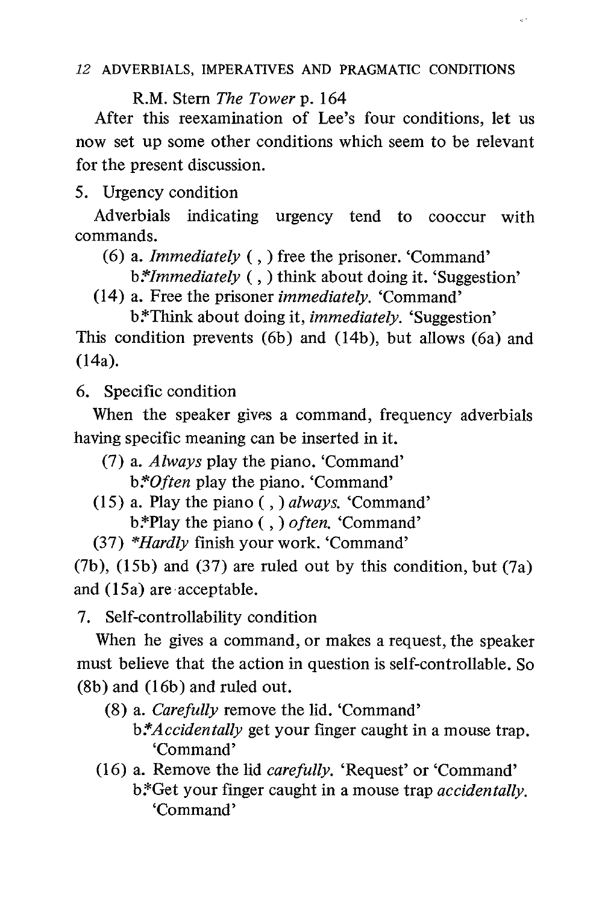R.M. Stern *The Tower* p. 164

After this reexamination of Lee's four conditions, let us now set up some other conditions which seem to be relevant for the present discussion.

5. Urgency condition

Adverbials indicating urgency tend to cooccur with commands.

(6) a. *Immediately* ( , ) free the prisoner. 'Command'
    b.**Immediately* ( , ) think about doing it. 'Suggestion'

(14) a. Free the prisoner *immediately.* 'Command'
    b.*Think about doing it, *immediately.* 'Suggestion'

This condition prevents (6b) and (14b), but allows (6a) and (14a).

6. Specific condition

When the speaker gives a command, frequency adverbials having specific meaning can be inserted in it.

(7) a. *Always* play the piano. 'Command'
    b.**Often* play the piano. 'Command'

(15) a. Play the piano ( , ) *always.* 'Command'
    b.*Play the piano ( , ) *often.* 'Command'

(37) **Hardly* finish your work. 'Command'

(7b), (15b) and (37) are ruled out by this condition, but (7a) and (15a) are acceptable.

7. Self-controllability condition

When he gives a command, or makes a request, the speaker must believe that the action in question is self-controllable. So (8b) and (16b) and ruled out.

(8) a. *Carefully* remove the lid. 'Command'
    b.**Accidentally* get your finger caught in a mouse trap. 'Command'

(16) a. Remove the lid *carefully.* 'Request' or 'Command'
    b.*Get your finger caught in a mouse trap *accidentally.* 'Command'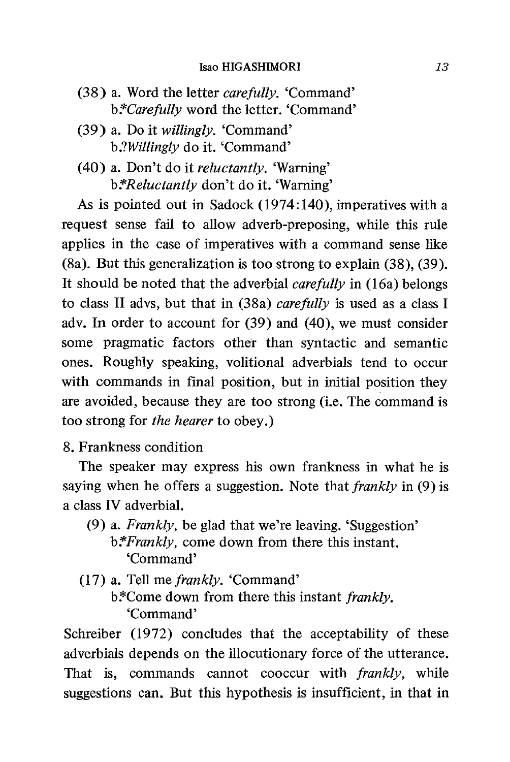(38) a. Word the letter *carefully*. 'Command'
  b.\**Carefully* word the letter. 'Command'

(39) a. Do it *willingly*. 'Command'
  b.?*Willingly* do it. 'Command'

(40) a. Don't do it *reluctantly*. 'Warning'
  b.\**Reluctantly* don't do it. 'Warning'

As is pointed out in Sadock (1974:140), imperatives with a request sense fail to allow adverb-preposing, while this rule applies in the case of imperatives with a command sense like (8a). But this generalization is too strong to explain (38), (39). It should be noted that the adverbial *carefully* in (16a) belongs to class II advs, but that in (38a) *carefully* is used as a class I adv. In order to account for (39) and (40), we must consider some pragmatic factors other than syntactic and semantic ones. Roughly speaking, volitional adverbials tend to occur with commands in final position, but in initial position they are avoided, because they are too strong (i.e. The command is too strong for *the hearer* to obey.)

8. Frankness condition

The speaker may express his own frankness in what he is saying when he offers a suggestion. Note that *frankly* in (9) is a class IV adverbial.

(9) a. *Frankly*, be glad that we're leaving. 'Suggestion'
  b.\**Frankly*, come down from there this instant. 'Command'

(17) a. Tell me *frankly*. 'Command'
  b.\*Come down from there this instant *frankly*. 'Command'

Schreiber (1972) concludes that the acceptability of these adverbials depends on the illocutionary force of the utterance. That is, commands cannot cooccur with *frankly*, while suggestions can. But this hypothesis is insufficient, in that in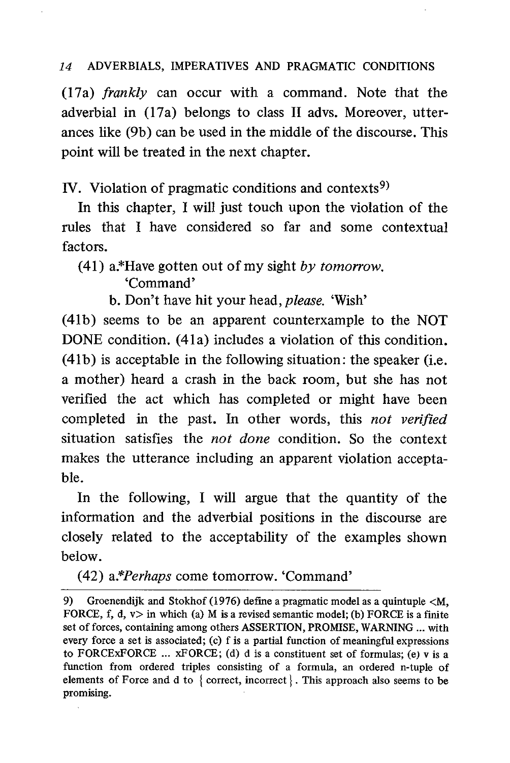(17a) *frankly* can occur with a command. Note that the adverbial in (17a) belongs to class II advs. Moreover, utterances like (9b) can be used in the middle of the discourse. This point will be treated in the next chapter.

## IV. Violation of pragmatic conditions and contexts[9]

In this chapter, I will just touch upon the violation of the rules that I have considered so far and some contextual factors.

(41) a.*Have gotten out of my sight *by tomorrow.* 'Command'

b. Don't have hit your head, *please.* 'Wish'

(41b) seems to be an apparent counterxample to the NOT DONE condition. (41a) includes a violation of this condition. (41b) is acceptable in the following situation: the speaker (i.e. a mother) heard a crash in the back room, but she has not verified the act which has completed or might have been completed in the past. In other words, this *not verified* situation satisfies the *not done* condition. So the context makes the utterance including an apparent violation acceptable.

In the following, I will argue that the quantity of the information and the adverbial positions in the discourse are closely related to the acceptability of the examples shown below.

(42) a.**Perhaps* come tomorrow. 'Command'

---

9) Groenendijk and Stokhof (1976) define a pragmatic model as a quintuple <M, FORCE, f, d, v> in which (a) M is a revised semantic model; (b) FORCE is a finite set of forces, containing among others ASSERTION, PROMISE, WARNING ... with every force a set is associated; (c) f is a partial function of meaningful expressions to FORCExFORCE ... xFORCE; (d) d is a constituent set of formulas; (e) v is a function from ordered triples consisting of a formula, an ordered n-tuple of elements of Force and d to { correct, incorrect }. This approach also seems to be promising.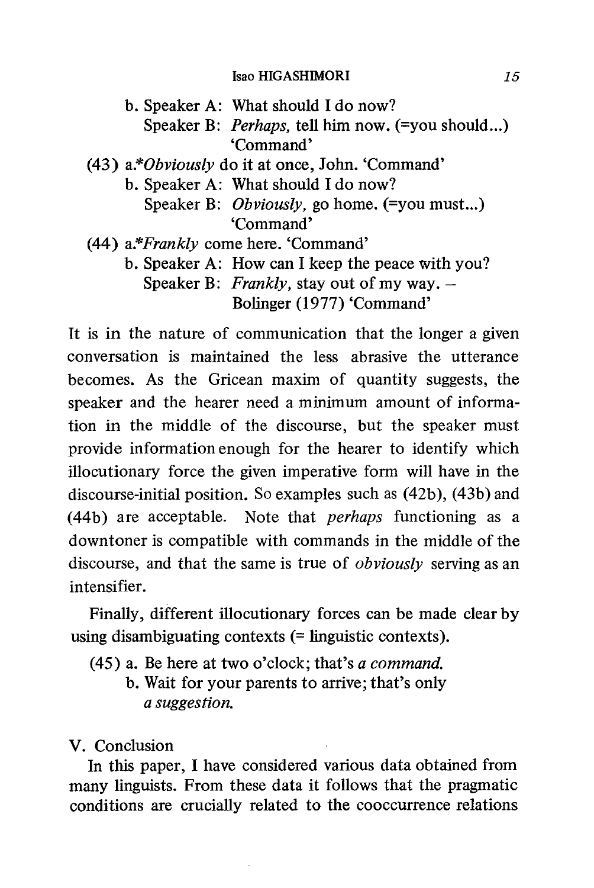b. Speaker A: What should I do now?
   Speaker B: *Perhaps,* tell him now. (=you should...) 'Command'

(43) a.\**Obviously* do it at once, John. 'Command'

b. Speaker A: What should I do now?
   Speaker B: *Obviously,* go home. (=you must...) 'Command'

(44) a.\**Frankly* come here. 'Command'

b. Speaker A: How can I keep the peace with you?
   Speaker B: *Frankly,* stay out of my way. – Bolinger (1977) 'Command'

It is in the nature of communication that the longer a given conversation is maintained the less abrasive the utterance becomes. As the Gricean maxim of quantity suggests, the speaker and the hearer need a minimum amount of information in the middle of the discourse, but the speaker must provide information enough for the hearer to identify which illocutionary force the given imperative form will have in the discourse-initial position. So examples such as (42b), (43b) and (44b) are acceptable. Note that *perhaps* functioning as a downtoner is compatible with commands in the middle of the discourse, and that the same is true of *obviously* serving as an intensifier.

Finally, different illocutionary forces can be made clear by using disambiguating contexts (= linguistic contexts).

(45) a. Be here at two o'clock; that's *a command.*

b. Wait for your parents to arrive; that's only *a suggestion.*

## V. Conclusion

In this paper, I have considered various data obtained from many linguists. From these data it follows that the pragmatic conditions are crucially related to the cooccurrence relations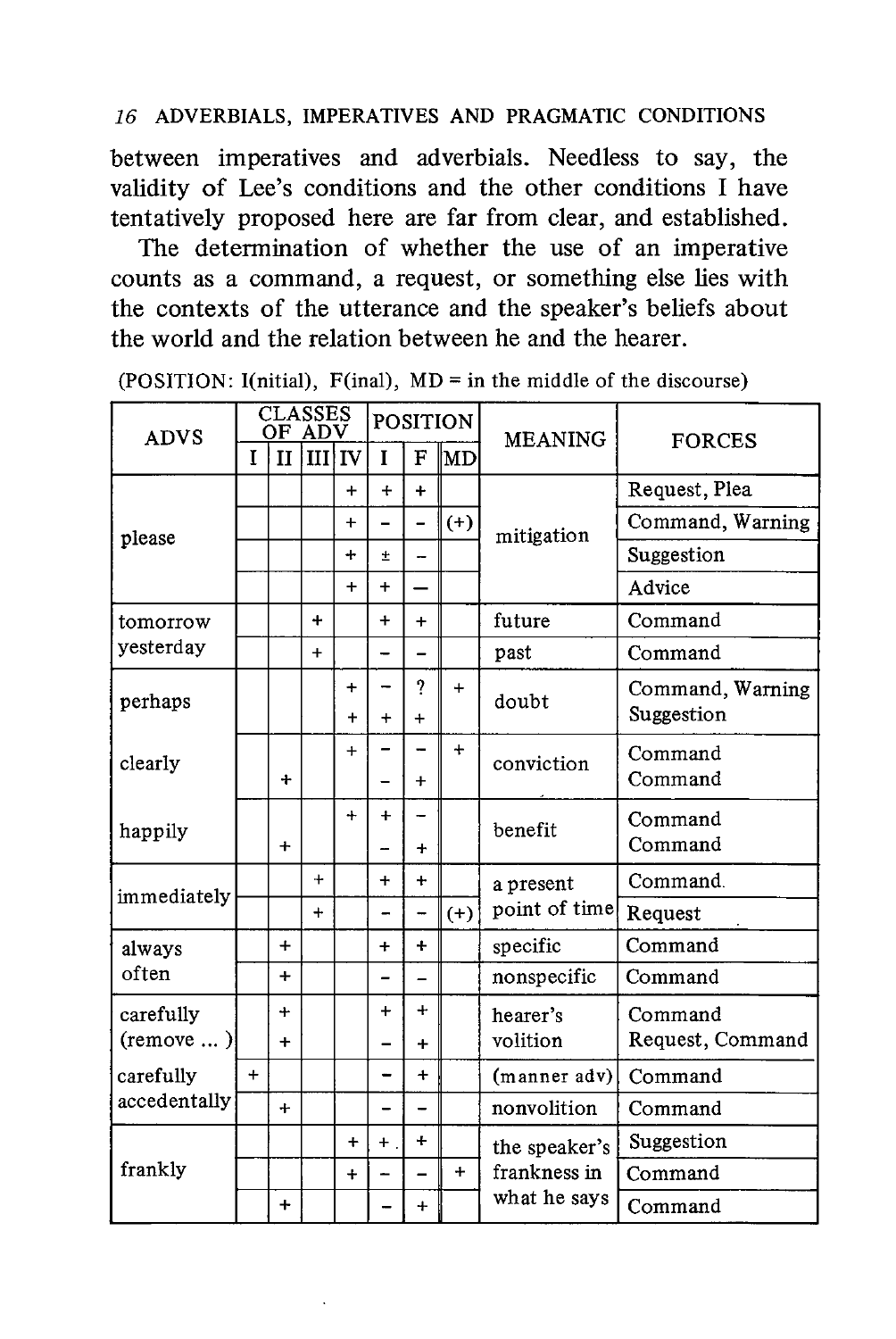between imperatives and adverbials. Needless to say, the validity of Lee's conditions and the other conditions I have tentatively proposed here are far from clear, and established.

The determination of whether the use of an imperative counts as a command, a request, or something else lies with the contexts of the utterance and the speaker's beliefs about the world and the relation between he and the hearer.

(POSITION: I(nitial), F(inal), MD = in the middle of the discourse)

| ADVS | CLASSES OF ADV | | | | POSITION | | | MEANING | FORCES |
|---|---|---|---|---|---|---|---|---|---|
| | I | II | III | IV | I | F | MD | | |
| please | | | | + | + | + | | mitigation | Request, Plea |
| | | | | + | – | – | (+) | | Command, Warning |
| | | | | + | ± | – | | | Suggestion |
| | | | | + | + | — | | | Advice |
| tomorrow | | | + | | + | + | | future | Command |
| yesterday | | | + | | – | – | | past | Command |
| perhaps | | | | + | – | ? | + | doubt | Command, Warning |
| | | | | + | + | + | | | Suggestion |
| clearly | | | | + | – | – | + | conviction | Command |
| | | + | | | – | + | | | Command |
| happily | | | | + | + | – | | benefit | Command |
| | | + | | | – | + | | | Command |
| immediately | | | + | | + | + | | a present point of time | Command. |
| | | | + | | – | – | (+) | | Request |
| always | | + | | | + | + | | specific | Command |
| often | | + | | | – | – | | nonspecific | Command |
| carefully | | + | | | + | + | | hearer's volition | Command |
| (remove ... ) | | + | | | – | + | | | Request, Command |
| carefully | + | | | | – | + | | (manner adv) | Command |
| accedentally | | + | | | – | – | | nonvolition | Command |
| frankly | | | | + | + | + | | the speaker's frankness in what he says | Suggestion |
| | | | | + | – | – | + | | Command |
| | | + | | | – | + | | | Command |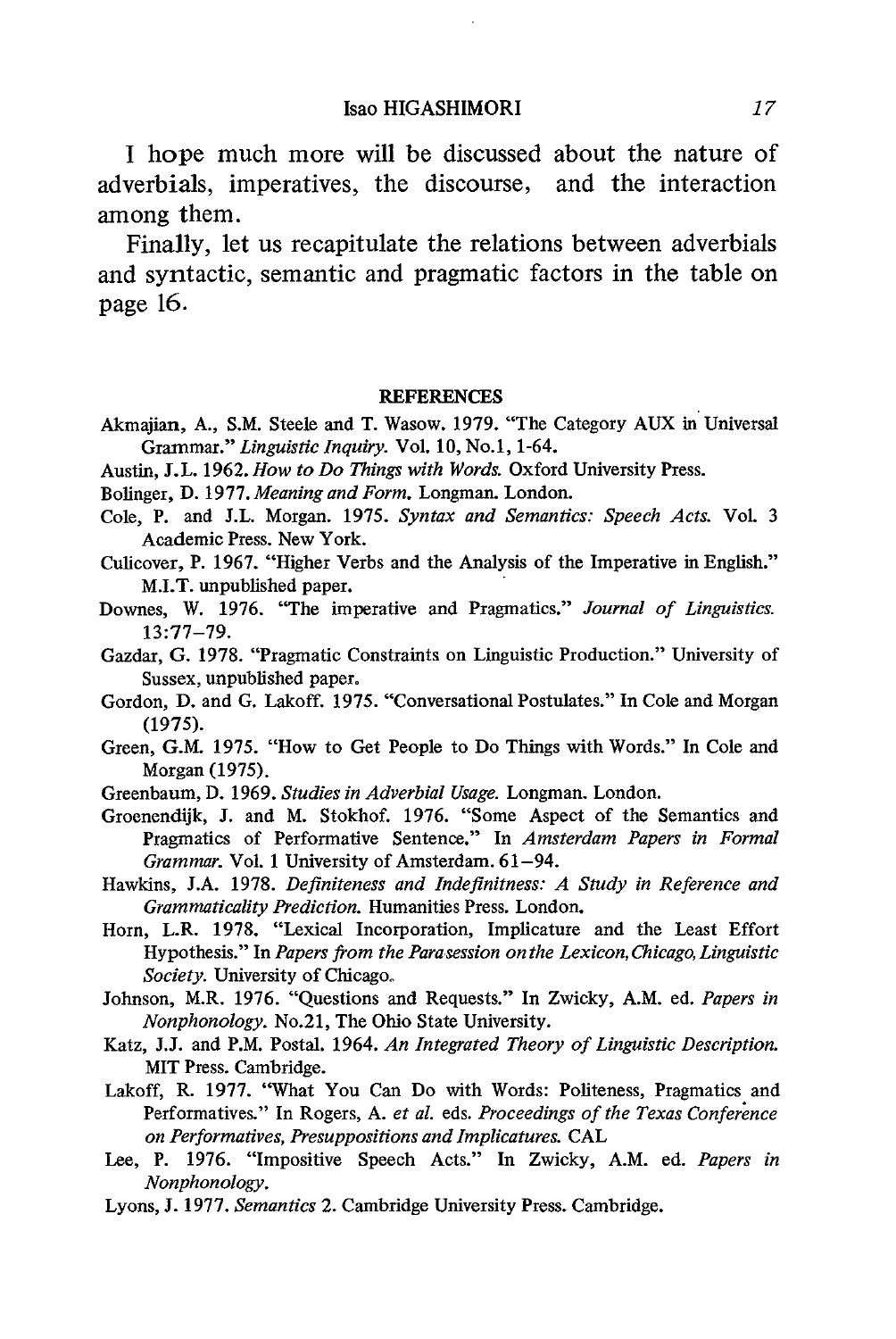I hope much more will be discussed about the nature of adverbials, imperatives, the discourse, and the interaction among them.

Finally, let us recapitulate the relations between adverbials and syntactic, semantic and pragmatic factors in the table on page 16.

## REFERENCES

Akmajian, A., S.M. Steele and T. Wasow. 1979. "The Category AUX in Universal Grammar." *Linguistic Inquiry.* Vol. 10, No.1, 1-64.

Austin, J.L. 1962. *How to Do Things with Words.* Oxford University Press.

Bolinger, D. 1977. *Meaning and Form.* Longman. London.

Cole, P. and J.L. Morgan. 1975. *Syntax and Semantics: Speech Acts.* Vol. 3 Academic Press. New York.

Culicover, P. 1967. "Higher Verbs and the Analysis of the Imperative in English." M.I.T. unpublished paper.

Downes, W. 1976. "The imperative and Pragmatics." *Journal of Linguistics.* 13:77–79.

Gazdar, G. 1978. "Pragmatic Constraints on Linguistic Production." University of Sussex, unpublished paper.

Gordon, D. and G. Lakoff. 1975. "Conversational Postulates." In Cole and Morgan (1975).

Green, G.M. 1975. "How to Get People to Do Things with Words." In Cole and Morgan (1975).

Greenbaum, D. 1969. *Studies in Adverbial Usage.* Longman. London.

Groenendijk, J. and M. Stokhof. 1976. "Some Aspect of the Semantics and Pragmatics of Performative Sentence." In *Amsterdam Papers in Formal Grammar.* Vol. 1 University of Amsterdam. 61–94.

Hawkins, J.A. 1978. *Definiteness and Indefinitness: A Study in Reference and Grammaticality Prediction.* Humanities Press. London.

Horn, L.R. 1978. "Lexical Incorporation, Implicature and the Least Effort Hypothesis." In *Papers from the Parasession on the Lexicon, Chicago, Linguistic Society.* University of Chicago.

Johnson, M.R. 1976. "Questions and Requests." In Zwicky, A.M. ed. *Papers in Nonphonology.* No.21, The Ohio State University.

Katz, J.J. and P.M. Postal. 1964. *An Integrated Theory of Linguistic Description.* MIT Press. Cambridge.

Lakoff, R. 1977. "What You Can Do with Words: Politeness, Pragmatics and Performatives." In Rogers, A. *et al.* eds. *Proceedings of the Texas Conference on Performatives, Presuppositions and Implicatures.* CAL

Lee, P. 1976. "Impositive Speech Acts." In Zwicky, A.M. ed. *Papers in Nonphonology.*

Lyons, J. 1977. *Semantics* 2. Cambridge University Press. Cambridge.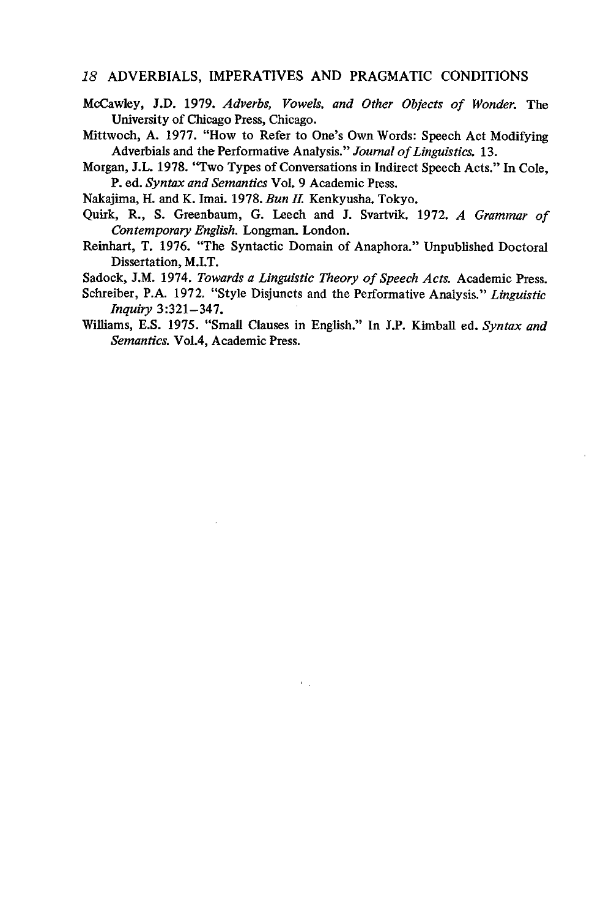McCawley, J.D. 1979. *Adverbs, Vowels, and Other Objects of Wonder.* The University of Chicago Press, Chicago.

Mittwoch, A. 1977. "How to Refer to One's Own Words: Speech Act Modifying Adverbials and the Performative Analysis." *Journal of Linguistics.* 13.

Morgan, J.L. 1978. "Two Types of Conversations in Indirect Speech Acts." In Cole, P. ed. *Syntax and Semantics* Vol. 9 Academic Press.

Nakajima, H. and K. Imai. 1978. *Bun II.* Kenkyusha. Tokyo.

Quirk, R., S. Greenbaum, G. Leech and J. Svartvik. 1972. *A Grammar of Contemporary English.* Longman. London.

Reinhart, T. 1976. "The Syntactic Domain of Anaphora." Unpublished Doctoral Dissertation, M.I.T.

Sadock, J.M. 1974. *Towards a Linguistic Theory of Speech Acts.* Academic Press.

Schreiber, P.A. 1972. "Style Disjuncts and the Performative Analysis." *Linguistic Inquiry* 3:321–347.

Williams, E.S. 1975. "Small Clauses in English." In J.P. Kimball ed. *Syntax and Semantics.* Vol.4, Academic Press.